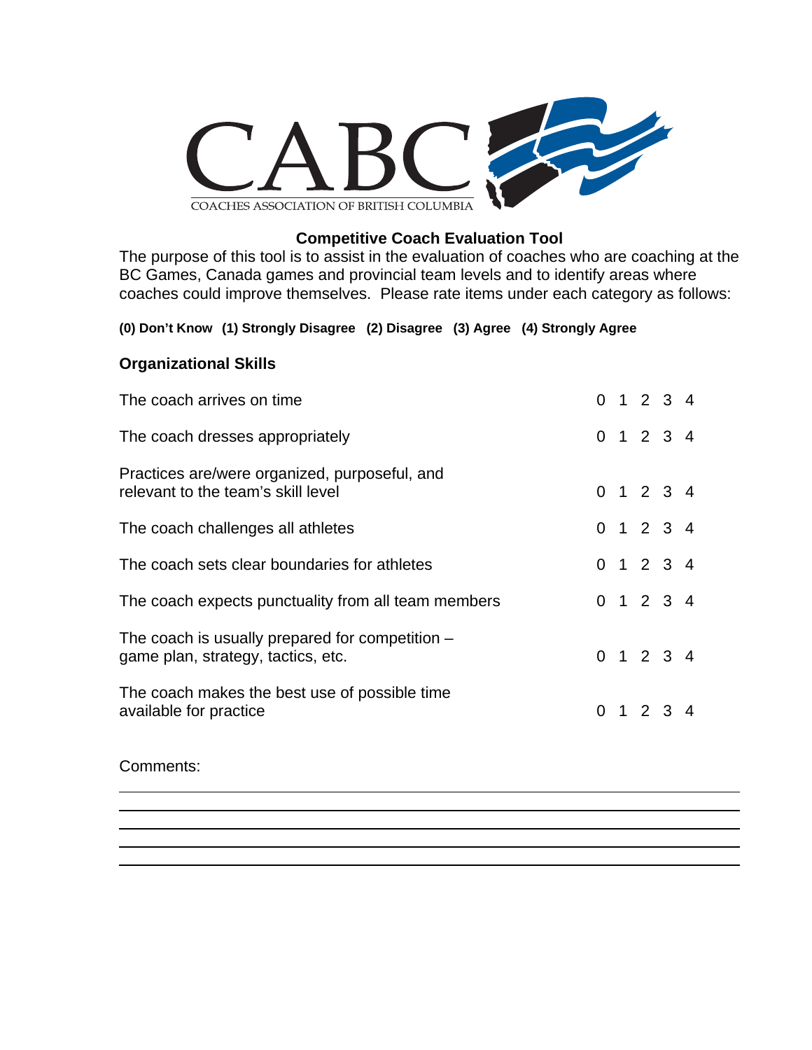CABC

COACHES ASSOCIATION OF BRITISH COLUMBIA

# Competitive Coach Evaluation Tool

The purpose of this tool is to assist in the evaluation of coaches who are coaching at the BC Games, Canada games and provincial team levels and to identify areas where coaches could improve themselves. Please rate items under each category as follows:

**(0) Don't Know (1) Strongly Disagree (2) Disagree (3) Agree (4) Strongly Agree**

## Organizational Skills

| Item | Rating |
|---|---|
| The coach arrives on time | 0 1 2 3 4 |
| The coach dresses appropriately | 0 1 2 3 4 |
| Practices are/were organized, purposeful, and relevant to the team's skill level | 0 1 2 3 4 |
| The coach challenges all athletes | 0 1 2 3 4 |
| The coach sets clear boundaries for athletes | 0 1 2 3 4 |
| The coach expects punctuality from all team members | 0 1 2 3 4 |
| The coach is usually prepared for competition – game plan, strategy, tactics, etc. | 0 1 2 3 4 |
| The coach makes the best use of possible time available for practice | 0 1 2 3 4 |

Comments:

\_\_\_\_\_\_\_\_\_\_\_\_\_\_\_\_\_\_\_\_\_\_\_\_\_\_\_\_\_\_\_\_\_\_\_\_\_\_\_\_\_\_\_\_\_\_\_\_\_\_\_\_\_\_\_\_\_\_\_\_\_\_\_\_\_\_\_\_\_\_\_\_\_\_\_\_

\_\_\_\_\_\_\_\_\_\_\_\_\_\_\_\_\_\_\_\_\_\_\_\_\_\_\_\_\_\_\_\_\_\_\_\_\_\_\_\_\_\_\_\_\_\_\_\_\_\_\_\_\_\_\_\_\_\_\_\_\_\_\_\_\_\_\_\_\_\_\_\_\_\_\_\_

\_\_\_\_\_\_\_\_\_\_\_\_\_\_\_\_\_\_\_\_\_\_\_\_\_\_\_\_\_\_\_\_\_\_\_\_\_\_\_\_\_\_\_\_\_\_\_\_\_\_\_\_\_\_\_\_\_\_\_\_\_\_\_\_\_\_\_\_\_\_\_\_\_\_\_\_

\_\_\_\_\_\_\_\_\_\_\_\_\_\_\_\_\_\_\_\_\_\_\_\_\_\_\_\_\_\_\_\_\_\_\_\_\_\_\_\_\_\_\_\_\_\_\_\_\_\_\_\_\_\_\_\_\_\_\_\_\_\_\_\_\_\_\_\_\_\_\_\_\_\_\_\_

\_\_\_\_\_\_\_\_\_\_\_\_\_\_\_\_\_\_\_\_\_\_\_\_\_\_\_\_\_\_\_\_\_\_\_\_\_\_\_\_\_\_\_\_\_\_\_\_\_\_\_\_\_\_\_\_\_\_\_\_\_\_\_\_\_\_\_\_\_\_\_\_\_\_\_\_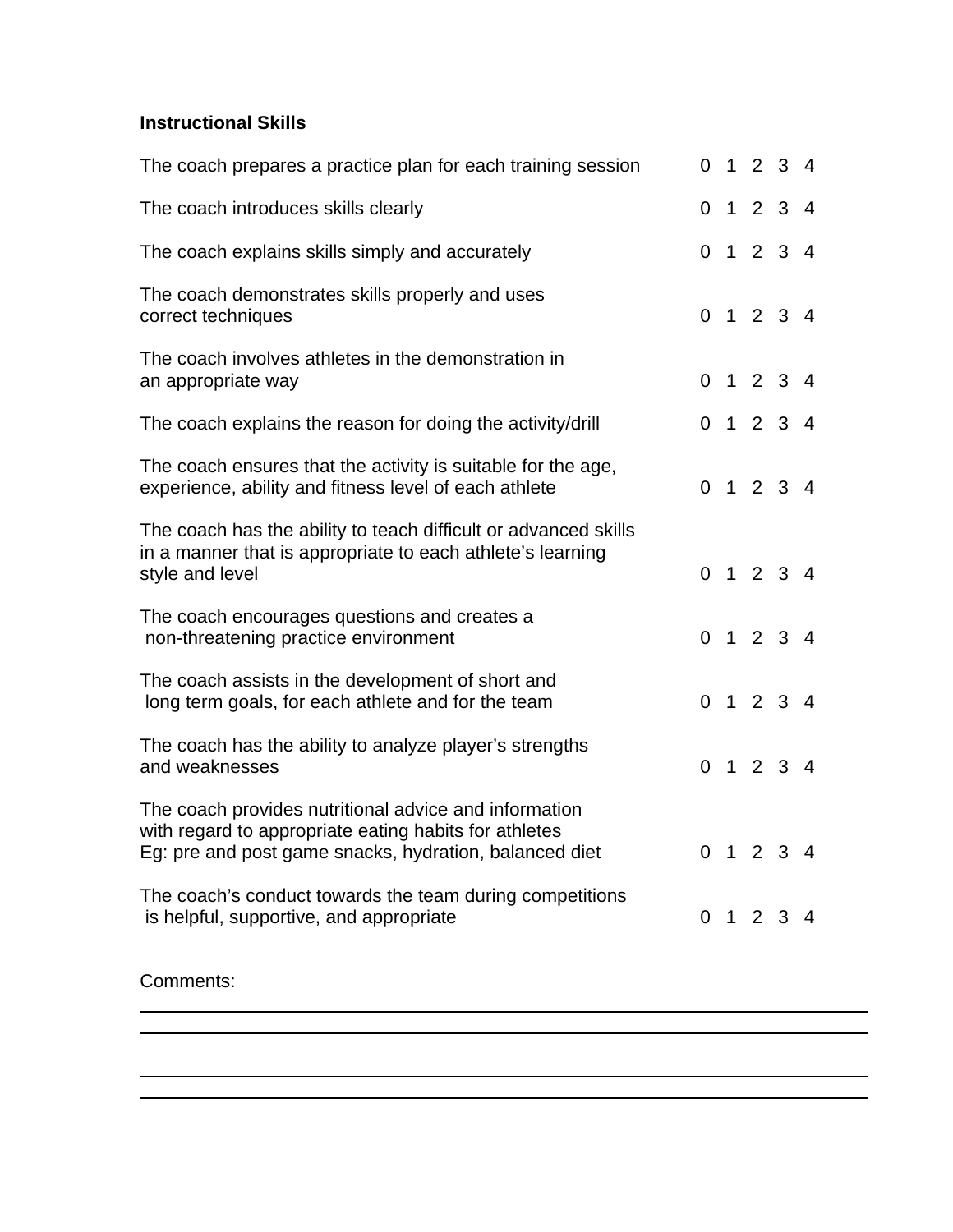**Instructional Skills**

| | |
|---|---|
| The coach prepares a practice plan for each training session | 0 1 2 3 4 |
| The coach introduces skills clearly | 0 1 2 3 4 |
| The coach explains skills simply and accurately | 0 1 2 3 4 |
| The coach demonstrates skills properly and uses correct techniques | 0 1 2 3 4 |
| The coach involves athletes in the demonstration in an appropriate way | 0 1 2 3 4 |
| The coach explains the reason for doing the activity/drill | 0 1 2 3 4 |
| The coach ensures that the activity is suitable for the age, experience, ability and fitness level of each athlete | 0 1 2 3 4 |
| The coach has the ability to teach difficult or advanced skills in a manner that is appropriate to each athlete's learning style and level | 0 1 2 3 4 |
| The coach encourages questions and creates a non-threatening practice environment | 0 1 2 3 4 |
| The coach assists in the development of short and long term goals, for each athlete and for the team | 0 1 2 3 4 |
| The coach has the ability to analyze player's strengths and weaknesses | 0 1 2 3 4 |
| The coach provides nutritional advice and information with regard to appropriate eating habits for athletes Eg: pre and post game snacks, hydration, balanced diet | 0 1 2 3 4 |
| The coach's conduct towards the team during competitions is helpful, supportive, and appropriate | 0 1 2 3 4 |

Comments:

___________________________________________________________________________

___________________________________________________________________________

___________________________________________________________________________

___________________________________________________________________________

___________________________________________________________________________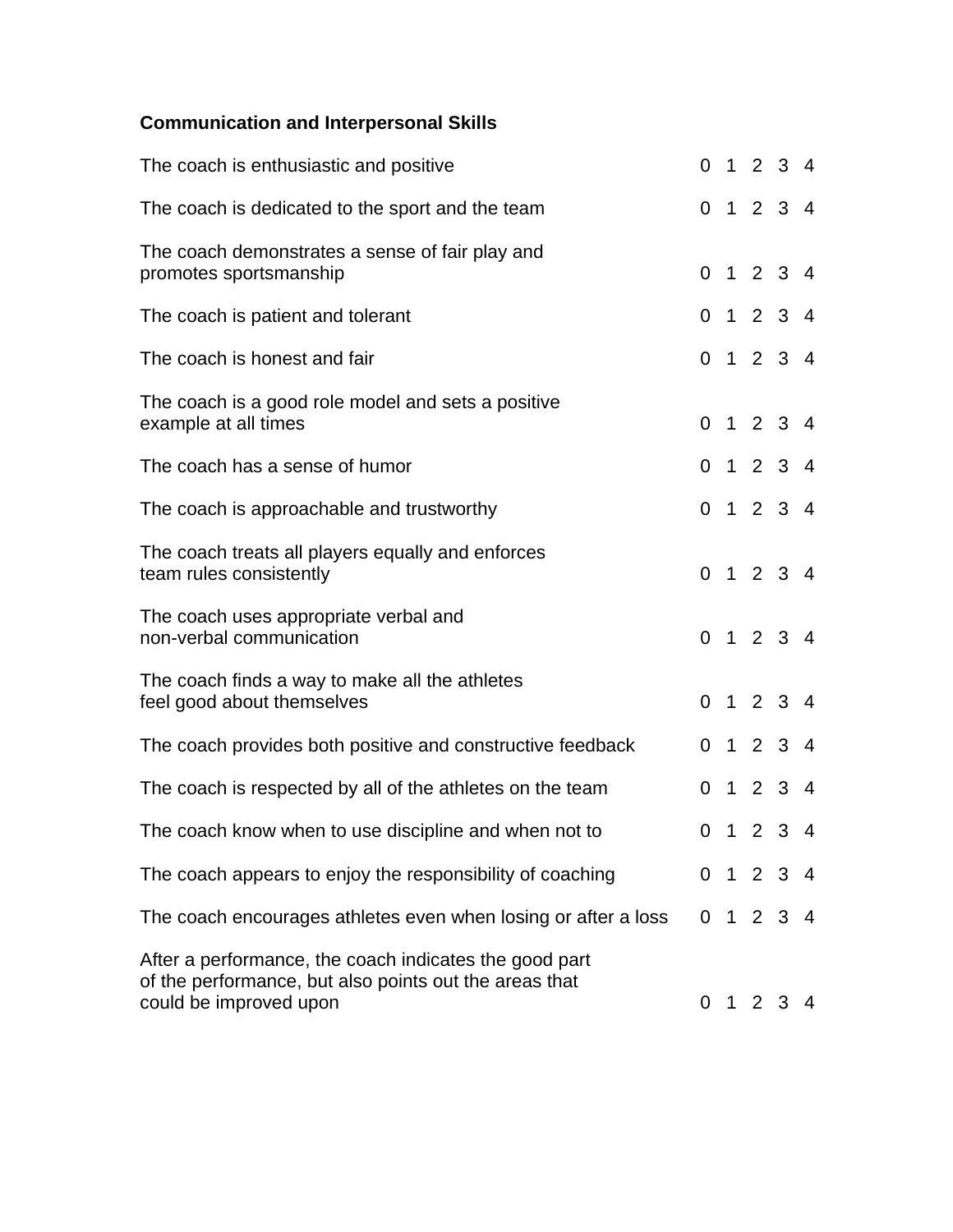**Communication and Interpersonal Skills**

| | |
|---|---|
| The coach is enthusiastic and positive | 0 1 2 3 4 |
| The coach is dedicated to the sport and the team | 0 1 2 3 4 |
| The coach demonstrates a sense of fair play and promotes sportsmanship | 0 1 2 3 4 |
| The coach is patient and tolerant | 0 1 2 3 4 |
| The coach is honest and fair | 0 1 2 3 4 |
| The coach is a good role model and sets a positive example at all times | 0 1 2 3 4 |
| The coach has a sense of humor | 0 1 2 3 4 |
| The coach is approachable and trustworthy | 0 1 2 3 4 |
| The coach treats all players equally and enforces team rules consistently | 0 1 2 3 4 |
| The coach uses appropriate verbal and non-verbal communication | 0 1 2 3 4 |
| The coach finds a way to make all the athletes feel good about themselves | 0 1 2 3 4 |
| The coach provides both positive and constructive feedback | 0 1 2 3 4 |
| The coach is respected by all of the athletes on the team | 0 1 2 3 4 |
| The coach know when to use discipline and when not to | 0 1 2 3 4 |
| The coach appears to enjoy the responsibility of coaching | 0 1 2 3 4 |
| The coach encourages athletes even when losing or after a loss | 0 1 2 3 4 |
| After a performance, the coach indicates the good part of the performance, but also points out the areas that could be improved upon | 0 1 2 3 4 |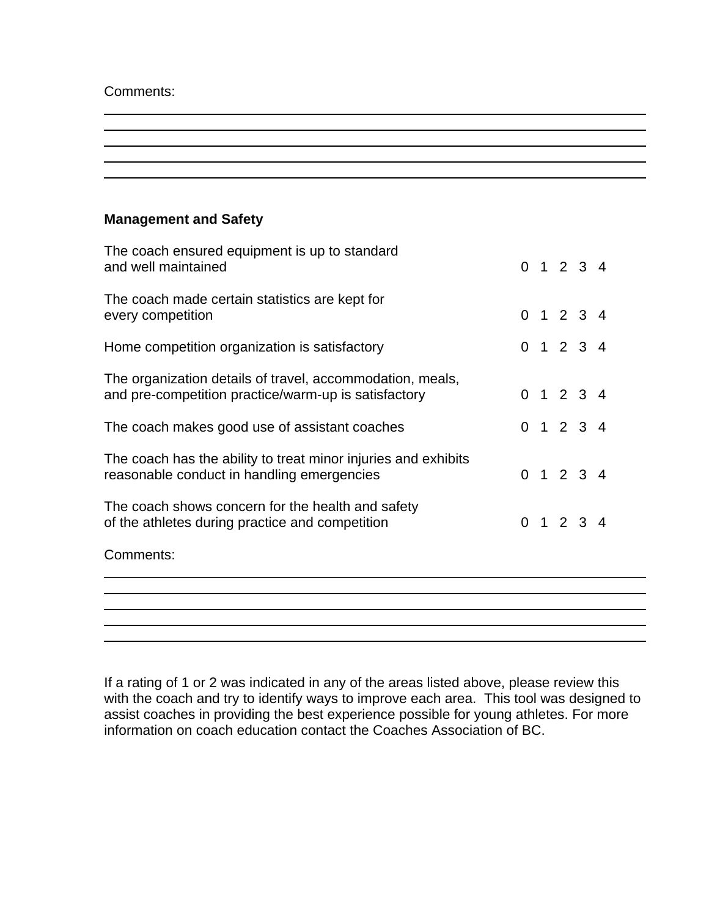Comments:

\_\_\_\_\_\_\_\_\_\_\_\_\_\_\_\_\_\_\_\_\_\_\_\_\_\_\_\_\_\_\_\_\_\_\_\_\_\_\_\_\_\_\_\_\_\_\_\_\_\_\_\_\_\_\_\_\_\_\_\_\_\_\_\_\_\_\_\_\_\_\_\_\_\_\_\_\_\_\_\_
\_\_\_\_\_\_\_\_\_\_\_\_\_\_\_\_\_\_\_\_\_\_\_\_\_\_\_\_\_\_\_\_\_\_\_\_\_\_\_\_\_\_\_\_\_\_\_\_\_\_\_\_\_\_\_\_\_\_\_\_\_\_\_\_\_\_\_\_\_\_\_\_\_\_\_\_\_\_\_\_
\_\_\_\_\_\_\_\_\_\_\_\_\_\_\_\_\_\_\_\_\_\_\_\_\_\_\_\_\_\_\_\_\_\_\_\_\_\_\_\_\_\_\_\_\_\_\_\_\_\_\_\_\_\_\_\_\_\_\_\_\_\_\_\_\_\_\_\_\_\_\_\_\_\_\_\_\_\_\_\_
\_\_\_\_\_\_\_\_\_\_\_\_\_\_\_\_\_\_\_\_\_\_\_\_\_\_\_\_\_\_\_\_\_\_\_\_\_\_\_\_\_\_\_\_\_\_\_\_\_\_\_\_\_\_\_\_\_\_\_\_\_\_\_\_\_\_\_\_\_\_\_\_\_\_\_\_\_\_\_\_
\_\_\_\_\_\_\_\_\_\_\_\_\_\_\_\_\_\_\_\_\_\_\_\_\_\_\_\_\_\_\_\_\_\_\_\_\_\_\_\_\_\_\_\_\_\_\_\_\_\_\_\_\_\_\_\_\_\_\_\_\_\_\_\_\_\_\_\_\_\_\_\_\_\_\_\_\_\_\_\_

**Management and Safety**

| Item | Rating |
|---|---|
| The coach ensured equipment is up to standard and well maintained | 0 1 2 3 4 |
| The coach made certain statistics are kept for every competition | 0 1 2 3 4 |
| Home competition organization is satisfactory | 0 1 2 3 4 |
| The organization details of travel, accommodation, meals, and pre-competition practice/warm-up is satisfactory | 0 1 2 3 4 |
| The coach makes good use of assistant coaches | 0 1 2 3 4 |
| The coach has the ability to treat minor injuries and exhibits reasonable conduct in handling emergencies | 0 1 2 3 4 |
| The coach shows concern for the health and safety of the athletes during practice and competition | 0 1 2 3 4 |

Comments:

\_\_\_\_\_\_\_\_\_\_\_\_\_\_\_\_\_\_\_\_\_\_\_\_\_\_\_\_\_\_\_\_\_\_\_\_\_\_\_\_\_\_\_\_\_\_\_\_\_\_\_\_\_\_\_\_\_\_\_\_\_\_\_\_\_\_\_\_\_\_\_\_\_\_\_\_\_\_\_\_
\_\_\_\_\_\_\_\_\_\_\_\_\_\_\_\_\_\_\_\_\_\_\_\_\_\_\_\_\_\_\_\_\_\_\_\_\_\_\_\_\_\_\_\_\_\_\_\_\_\_\_\_\_\_\_\_\_\_\_\_\_\_\_\_\_\_\_\_\_\_\_\_\_\_\_\_\_\_\_\_
\_\_\_\_\_\_\_\_\_\_\_\_\_\_\_\_\_\_\_\_\_\_\_\_\_\_\_\_\_\_\_\_\_\_\_\_\_\_\_\_\_\_\_\_\_\_\_\_\_\_\_\_\_\_\_\_\_\_\_\_\_\_\_\_\_\_\_\_\_\_\_\_\_\_\_\_\_\_\_\_
\_\_\_\_\_\_\_\_\_\_\_\_\_\_\_\_\_\_\_\_\_\_\_\_\_\_\_\_\_\_\_\_\_\_\_\_\_\_\_\_\_\_\_\_\_\_\_\_\_\_\_\_\_\_\_\_\_\_\_\_\_\_\_\_\_\_\_\_\_\_\_\_\_\_\_\_\_\_\_\_
\_\_\_\_\_\_\_\_\_\_\_\_\_\_\_\_\_\_\_\_\_\_\_\_\_\_\_\_\_\_\_\_\_\_\_\_\_\_\_\_\_\_\_\_\_\_\_\_\_\_\_\_\_\_\_\_\_\_\_\_\_\_\_\_\_\_\_\_\_\_\_\_\_\_\_\_\_\_\_\_

If a rating of 1 or 2 was indicated in any of the areas listed above, please review this with the coach and try to identify ways to improve each area. This tool was designed to assist coaches in providing the best experience possible for young athletes. For more information on coach education contact the Coaches Association of BC.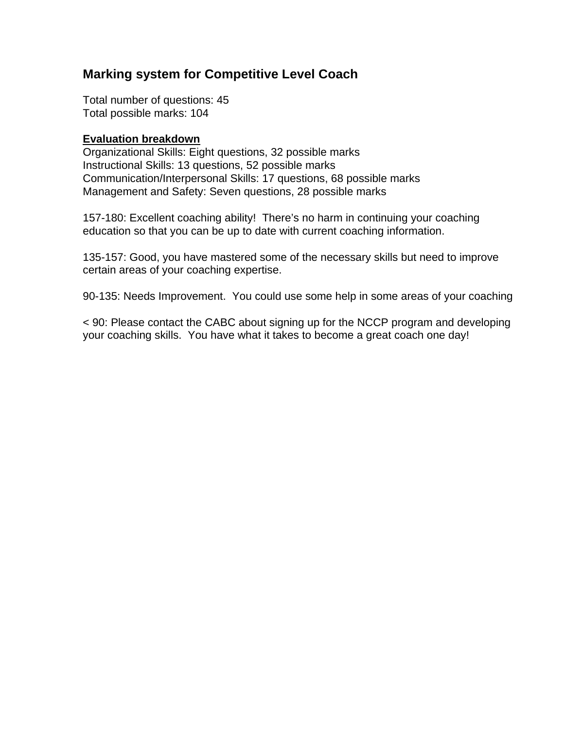## Marking system for Competitive Level Coach

Total number of questions: 45
Total possible marks: 104

**Evaluation breakdown**
Organizational Skills: Eight questions, 32 possible marks
Instructional Skills: 13 questions, 52 possible marks
Communication/Interpersonal Skills: 17 questions, 68 possible marks
Management and Safety: Seven questions, 28 possible marks

157-180: Excellent coaching ability! There's no harm in continuing your coaching education so that you can be up to date with current coaching information.

135-157: Good, you have mastered some of the necessary skills but need to improve certain areas of your coaching expertise.

90-135: Needs Improvement. You could use some help in some areas of your coaching

< 90: Please contact the CABC about signing up for the NCCP program and developing your coaching skills. You have what it takes to become a great coach one day!